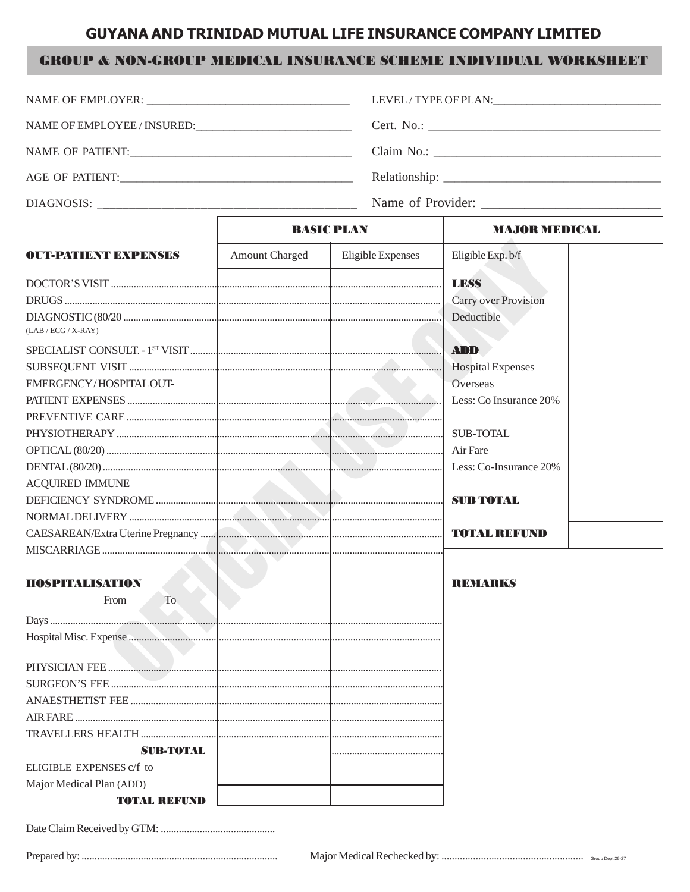# GUYANA AND TRINIDAD MUTUAL LIFE INSURANCE COMPANY LIMITED

## GROUP & NON-GROUP MEDICAL INSURANCE SCHEME INDIVIDUAL WORKSHEET

NAME OF EMPLOYER: ___________________________________ LEVEL / TYPE OF PLAN: ____________________________

NAME OF EMPLOYEE / INSURED: ___________________________ Cert. No.: _____________________________________

NAME OF PATIENT: ______________________________________ Claim No.: _____________________________________

AGE OF PATIENT: _______________________________________ Relationship: ___________________________________

DIAGNOSIS: ___________________________________________ Name of Provider: ____________________________

OFFICIAL USE ONLY

| | BASIC PLAN | |
|---|---|---|
| **OUT-PATIENT EXPENSES** | Amount Charged | Eligible Expenses |
| DOCTOR'S VISIT | | |
| DRUGS | | |
| DIAGNOSTIC (80/20 (LAB / ECG / X-RAY) | | |
| SPECIALIST CONSULT. - 1ST VISIT | | |
| SUBSEQUENT VISIT | | |
| EMERGENCY / HOSPITAL OUT-PATIENT EXPENSES | | |
| PREVENTIVE CARE | | |
| PHYSIOTHERAPY | | |
| OPTICAL (80/20) | | |
| DENTAL (80/20) | | |
| ACQUIRED IMMUNE DEFICIENCY SYNDROME | | |
| NORMAL DELIVERY | | |
| CAESAREAN/Extra Uterine Pregnancy | | |
| MISCARRIAGE | | |
| **HOSPITALISATION** From To | | |
| Days | | |
| Hospital Misc. Expense | | |
| PHYSICIAN FEE | | |
| SURGEON'S FEE | | |
| ANAESTHETIST FEE | | |
| AIR FARE | | |
| TRAVELLERS HEALTH | | |
| **SUB-TOTAL** | | |
| ELIGIBLE EXPENSES c/f to Major Medical Plan (ADD) | | |
| **TOTAL REFUND** | | |

| MAJOR MEDICAL | |
|---|---|
| Eligible Exp. b/f | |
| **LESS** | |
| Carry over Provision | |
| Deductible | |
| **ADD** | |
| Hospital Expenses | |
| Overseas | |
| Less: Co Insurance 20% | |
| SUB-TOTAL | |
| Air Fare | |
| Less: Co-Insurance 20% | |
| **SUB TOTAL** | |
| **TOTAL REFUND** | |

**REMARKS**

Date Claim Received by GTM: ...........................................

Prepared by: ........................................................................... Major Medical Rechecked by: .....................................................

Group Dept 26-27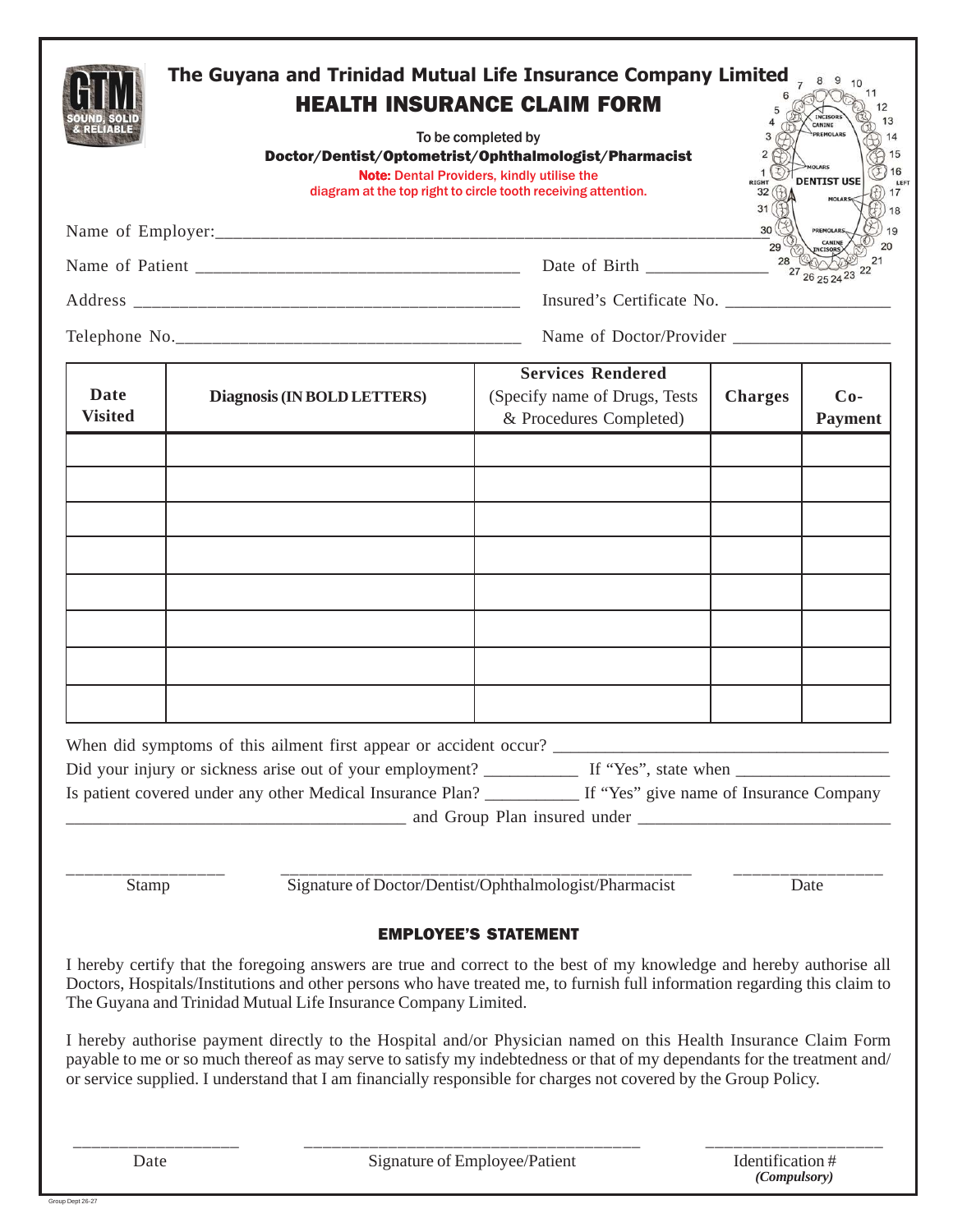# The Guyana and Trinidad Mutual Life Insurance Company Limited

## HEALTH INSURANCE CLAIM FORM

To be completed by
**Doctor/Dentist/Optometrist/Ophthalmologist/Pharmacist**

Note: Dental Providers, kindly utilise the diagram at the top right to circle tooth receiving attention.

DENTIST USE
RIGHT 1 2 3 4 5 6 7 8 9 10 11 12 13 14 15 16 LEFT
32 31 30 29 28 27 26 25 24 23 22 21 20 19 18 17
INCISORS CANINE PREMOLARS MOLARS

Name of Employer:_______________________________________________

Name of Patient ______________________________ Date of Birth ______________

Address ______________________________________ Insured's Certificate No. __________________

Telephone No.__________________________________ Name of Doctor/Provider __________________

| Date Visited | Diagnosis (IN BOLD LETTERS) | Services Rendered (Specify name of Drugs, Tests & Procedures Completed) | Charges | Co-Payment |
|---|---|---|---|---|
| | | | | |
| | | | | |
| | | | | |
| | | | | |
| | | | | |
| | | | | |
| | | | | |
| | | | | |

When did symptoms of this ailment first appear or accident occur? ______________________________________

Did your injury or sickness arise out of your employment? __________ If "Yes", state when _________________

Is patient covered under any other Medical Insurance Plan? __________ If "Yes" give name of Insurance Company ______________________________________ and Group Plan insured under ____________________________

________________ Stamp

________________________________________ Signature of Doctor/Dentist/Ophthalmologist/Pharmacist

________________ Date

### EMPLOYEE'S STATEMENT

I hereby certify that the foregoing answers are true and correct to the best of my knowledge and hereby authorise all Doctors, Hospitals/Institutions and other persons who have treated me, to furnish full information regarding this claim to The Guyana and Trinidad Mutual Life Insurance Company Limited.

I hereby authorise payment directly to the Hospital and/or Physician named on this Health Insurance Claim Form payable to me or so much thereof as may serve to satisfy my indebtedness or that of my dependants for the treatment and/ or service supplied. I understand that I am financially responsible for charges not covered by the Group Policy.

__________________ Date

____________________________________ Signature of Employee/Patient

__________________ Identification # *(Compulsory)*

Group Dept 26-27